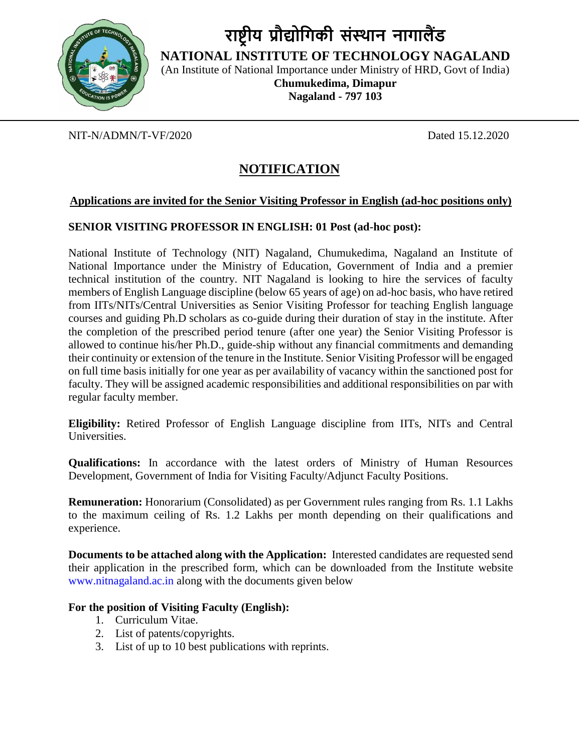# राष्ट्रीय प्रौद्योगिकी संस्थान नागालैंड

**NATIONAL INSTITUTE OF TECHNOLOGY NAGALAND**

(An Institute of National Importance under Ministry of HRD, Govt of India)

**Chumukedima, Dimapur**

**Nagaland - 797 103**

---

NIT-N/ADMN/T-VF/2020 Dated 15.12.2020

## NOTIFICATION

**Applications are invited for the Senior Visiting Professor in English (ad-hoc positions only)**

**SENIOR VISITING PROFESSOR IN ENGLISH: 01 Post (ad-hoc post):**

National Institute of Technology (NIT) Nagaland, Chumukedima, Nagaland an Institute of National Importance under the Ministry of Education, Government of India and a premier technical institution of the country. NIT Nagaland is looking to hire the services of faculty members of English Language discipline (below 65 years of age) on ad-hoc basis, who have retired from IITs/NITs/Central Universities as Senior Visiting Professor for teaching English language courses and guiding Ph.D scholars as co-guide during their duration of stay in the institute. After the completion of the prescribed period tenure (after one year) the Senior Visiting Professor is allowed to continue his/her Ph.D., guide-ship without any financial commitments and demanding their continuity or extension of the tenure in the Institute. Senior Visiting Professor will be engaged on full time basis initially for one year as per availability of vacancy within the sanctioned post for faculty. They will be assigned academic responsibilities and additional responsibilities on par with regular faculty member.

**Eligibility:** Retired Professor of English Language discipline from IITs, NITs and Central Universities.

**Qualifications:** In accordance with the latest orders of Ministry of Human Resources Development, Government of India for Visiting Faculty/Adjunct Faculty Positions.

**Remuneration:** Honorarium (Consolidated) as per Government rules ranging from Rs. 1.1 Lakhs to the maximum ceiling of Rs. 1.2 Lakhs per month depending on their qualifications and experience.

**Documents to be attached along with the Application:** Interested candidates are requested send their application in the prescribed form, which can be downloaded from the Institute website www.nitnagaland.ac.in along with the documents given below

**For the position of Visiting Faculty (English):**

1. Curriculum Vitae.
2. List of patents/copyrights.
3. List of up to 10 best publications with reprints.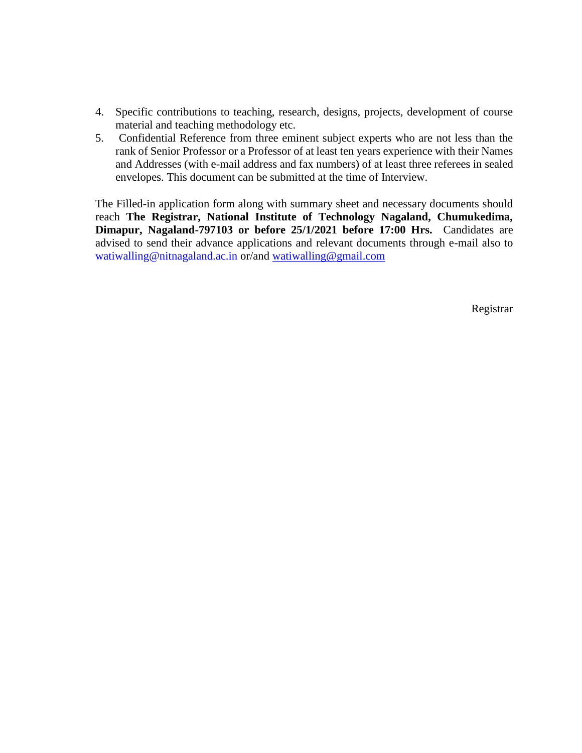4. Specific contributions to teaching, research, designs, projects, development of course material and teaching methodology etc.
5. Confidential Reference from three eminent subject experts who are not less than the rank of Senior Professor or a Professor of at least ten years experience with their Names and Addresses (with e-mail address and fax numbers) of at least three referees in sealed envelopes. This document can be submitted at the time of Interview.

The Filled-in application form along with summary sheet and necessary documents should reach **The Registrar, National Institute of Technology Nagaland, Chumukedima, Dimapur, Nagaland-797103 or before 25/1/2021 before 17:00 Hrs.** Candidates are advised to send their advance applications and relevant documents through e-mail also to watiwalling@nitnagaland.ac.in or/and watiwalling@gmail.com

Registrar